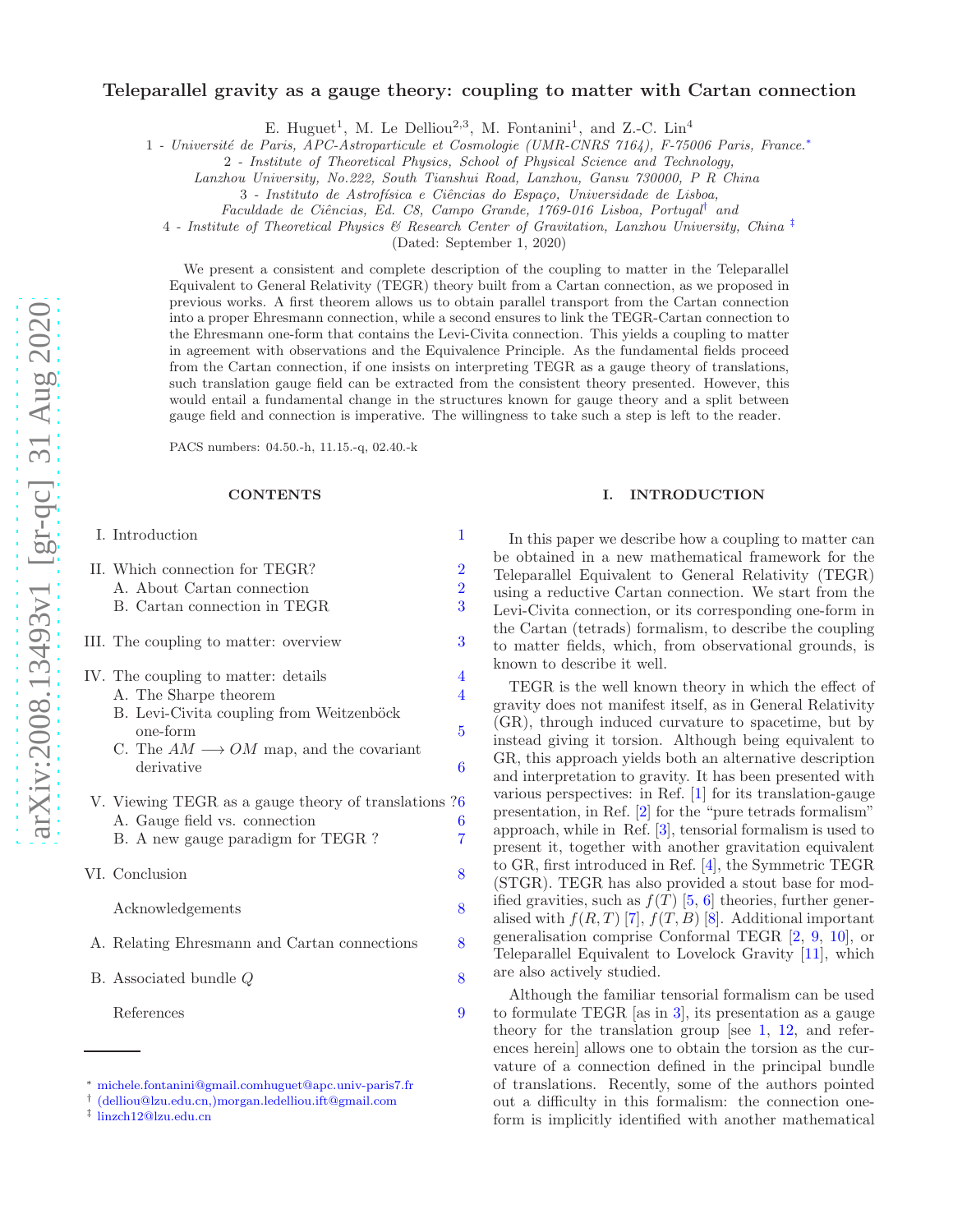# Teleparallel gravity as a gauge theory: coupling to matter with Cartan connection

E. Huguet[1], M. Le Delliou[2,3], M. Fontanini[1], and Z.-C. Lin[4]

1 - *Université de Paris, APC-Astroparticule et Cosmologie (UMR-CNRS 7164), F-75006 Paris, France.*[*]

2 - *Institute of Theoretical Physics, School of Physical Science and Technology, Lanzhou University, No.222, South Tianshui Road, Lanzhou, Gansu 730000, P R China*

3 - *Instituto de Astrofísica e Ciências do Espaço, Universidade de Lisboa, Faculdade de Ciências, Ed. C8, Campo Grande, 1769-016 Lisboa, Portugal*[†] *and*

4 - *Institute of Theoretical Physics & Research Center of Gravitation, Lanzhou University, China* [‡]

(Dated: September 1, 2020)

We present a consistent and complete description of the coupling to matter in the Teleparallel Equivalent to General Relativity (TEGR) theory built from a Cartan connection, as we proposed in previous works. A first theorem allows us to obtain parallel transport from the Cartan connection into a proper Ehresmann connection, while a second ensures to link the TEGR-Cartan connection to the Ehresmann one-form that contains the Levi-Civita connection. This yields a coupling to matter in agreement with observations and the Equivalence Principle. As the fundamental fields proceed from the Cartan connection, if one insists on interpreting TEGR as a gauge theory of translations, such translation gauge field can be extracted from the consistent theory presented. However, this would entail a fundamental change in the structures known for gauge theory and a split between gauge field and connection is imperative. The willingness to take such a step is left to the reader.

PACS numbers: 04.50.-h, 11.15.-q, 02.40.-k

## CONTENTS

- I. Introduction — 1
- II. Which connection for TEGR? — 2
  - A. About Cartan connection — 2
  - B. Cartan connection in TEGR — 3
- III. The coupling to matter: overview — 3
- IV. The coupling to matter: details — 4
  - A. The Sharpe theorem — 4
  - B. Levi-Civita coupling from Weitzenböck one-form — 5
  - C. The $AM \longrightarrow OM$ map, and the covariant derivative — 6
- V. Viewing TEGR as a gauge theory of translations ? — 6
  - A. Gauge field vs. connection — 6
  - B. A new gauge paradigm for TEGR ? — 7
- VI. Conclusion — 8
- Acknowledgements — 8
- A. Relating Ehresmann and Cartan connections — 8
- B. Associated bundle $Q$ — 8
- References — 9

## I. INTRODUCTION

In this paper we describe how a coupling to matter can be obtained in a new mathematical framework for the Teleparallel Equivalent to General Relativity (TEGR) using a reductive Cartan connection. We start from the Levi-Civita connection, or its corresponding one-form in the Cartan (tetrads) formalism, to describe the coupling to matter fields, which, from observational grounds, is known to describe it well.

TEGR is the well known theory in which the effect of gravity does not manifest itself, as in General Relativity (GR), through induced curvature to spacetime, but by instead giving it torsion. Although being equivalent to GR, this approach yields both an alternative description and interpretation to gravity. It has been presented with various perspectives: in Ref. [1] for its translation-gauge presentation, in Ref. [2] for the "pure tetrads formalism" approach, while in Ref. [3], tensorial formalism is used to present it, together with another gravitation equivalent to GR, first introduced in Ref. [4], the Symmetric TEGR (STGR). TEGR has also provided a stout base for modified gravities, such as $f(T)$ [5, 6] theories, further generalised with $f(R, T)$ [7], $f(T, B)$ [8]. Additional important generalisation comprise Conformal TEGR [2, 9, 10], or Teleparallel Equivalent to Lovelock Gravity [11], which are also actively studied.

Although the familiar tensorial formalism can be used to formulate TEGR [as in 3], its presentation as a gauge theory for the translation group [see 1, 12, and references herein] allows one to obtain the torsion as the curvature of a connection defined in the principal bundle of translations. Recently, some of the authors pointed out a difficulty in this formalism: the connection one-form is implicitly identified with another mathematical

---

[*] michele.fontanini@gmail.comhuguet@apc.univ-paris7.fr

[†] (delliou@lzu.edu.cn,)morgan.ledelliou.ift@gmail.com

[‡] linzch12@lzu.edu.cn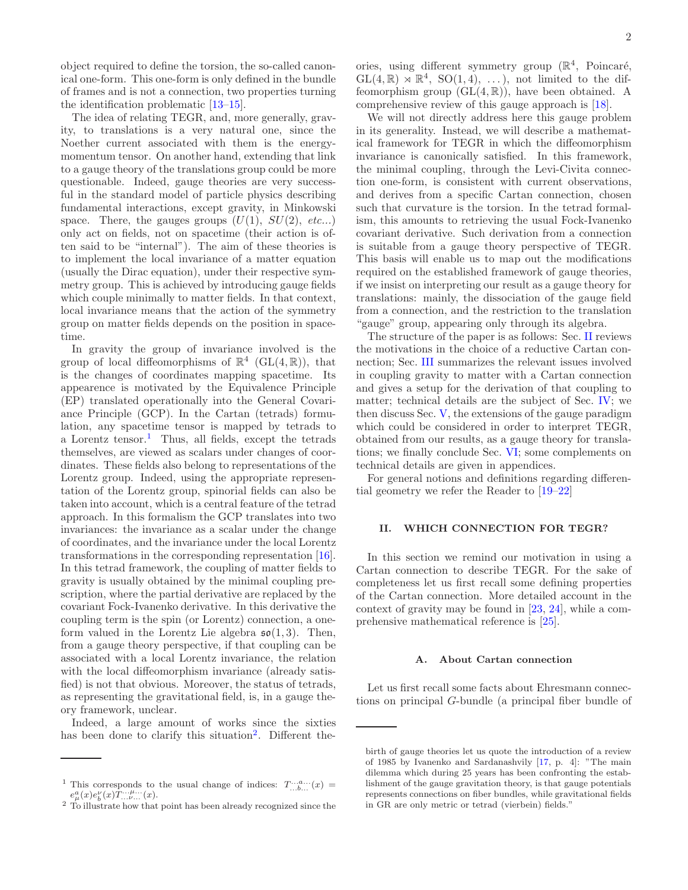object required to define the torsion, the so-called canonical one-form. This one-form is only defined in the bundle of frames and is not a connection, two properties turning the identification problematic [13–15].

The idea of relating TEGR and, more generally, gravity, to translations is a very natural one, since the Noether current associated with them is the energy-momentum tensor. On another hand, extending that link to a gauge theory of the translations group could be more questionable. Indeed, gauge theories are very successful in the standard model of particle physics describing fundamental interactions, except gravity, in Minkowski space. There, the gauges groups ($U(1)$, $SU(2)$, *etc...*) only act on fields, not on spacetime (their action is often said to be "internal"). The aim of these theories is to implement the local invariance of a matter equation (usually the Dirac equation), under their respective symmetry group. This is achieved by introducing gauge fields which couple minimally to matter fields. In that context, local invariance means that the action of the symmetry group on matter fields depends on the position in spacetime.

In gravity the group of invariance involved is the group of local diffeomorphisms of $\mathbb{R}^4$ ($\mathrm{GL}(4,\mathbb{R})$), that is the changes of coordinates mapping spacetime. Its appearence is motivated by the Equivalence Principle (EP) translated operationally into the General Covariance Principle (GCP). In the Cartan (tetrads) formulation, any spacetime tensor is mapped by tetrads to a Lorentz tensor.[1] Thus, all fields, except the tetrads themselves, are viewed as scalars under changes of coordinates. These fields also belong to representations of the Lorentz group. Indeed, using the appropriate representation of the Lorentz group, spinorial fields can also be taken into account, which is a central feature of the tetrad approach. In this formalism the GCP translates into two invariances: the invariance as a scalar under the change of coordinates, and the invariance under the local Lorentz transformations in the corresponding representation [16]. In this tetrad framework, the coupling of matter fields to gravity is usually obtained by the minimal coupling prescription, where the partial derivative are replaced by the covariant Fock-Ivanenko derivative. In this derivative the coupling term is the spin (or Lorentz) connection, a one-form valued in the Lorentz Lie algebra $\mathfrak{so}(1,3)$. Then, from a gauge theory perspective, if that coupling can be associated with a local Lorentz invariance, the relation with the local diffeomorphism invariance (already satisfied) is not that obvious. Moreover, the status of tetrads, as representing the gravitational field, is, in a gauge theory framework, unclear.

Indeed, a large amount of works since the sixties has been done to clarify this situation[2]. Different theories, using different symmetry group ($\mathbb{R}^4$, Poincaré, $\mathrm{GL}(4,\mathbb{R}) \rtimes \mathbb{R}^4$, $\mathrm{SO}(1,4)$, ...), not limited to the diffeomorphism group ($\mathrm{GL}(4,\mathbb{R})$), have been obtained. A comprehensive review of this gauge approach is [18].

We will not directly address here this gauge problem in its generality. Instead, we will describe a mathematical framework for TEGR in which the diffeomorphism invariance is canonically satisfied. In this framework, the minimal coupling, through the Levi-Civita connection one-form, is consistent with current observations, and derives from a specific Cartan connection, chosen such that curvature is the torsion. In the tetrad formalism, this amounts to retrieving the usual Fock-Ivanenko covariant derivative. Such derivation from a connection is suitable from a gauge theory perspective of TEGR. This basis will enable us to map out the modifications required on the established framework of gauge theories, if we insist on interpreting our result as a gauge theory for translations: mainly, the dissociation of the gauge field from a connection, and the restriction to the translation "gauge" group, appearing only through its algebra.

The structure of the paper is as follows: Sec. II reviews the motivations in the choice of a reductive Cartan connection; Sec. III summarizes the relevant issues involved in coupling gravity to matter with a Cartan connection and gives a setup for the derivation of that coupling to matter; technical details are the subject of Sec. IV; we then discuss Sec. V, the extensions of the gauge paradigm which could be considered in order to interpret TEGR, obtained from our results, as a gauge theory for translations; we finally conclude Sec. VI; some complements on technical details are given in appendices.

For general notions and definitions regarding differential geometry we refer the Reader to [19–22]

## II. WHICH CONNECTION FOR TEGR?

In this section we remind our motivation in using a Cartan connection to describe TEGR. For the sake of completeness let us first recall some defining properties of the Cartan connection. More detailed account in the context of gravity may be found in [23, 24], while a comprehensive mathematical reference is [25].

### A. About Cartan connection

Let us first recall some facts about Ehresmann connections on principal $G$-bundle (a principal fiber bundle of

---

[1] This corresponds to the usual change of indices: $T^{\dots a \dots}_{\dots b \dots}(x) = e^a_\mu(x) e^\nu_b(x) T^{\dots \mu \dots}_{\dots \nu \dots}(x)$.

[2] To illustrate how that point has been already recognized since the birth of gauge theories let us quote the introduction of a review of 1985 by Ivanenko and Sardanashvily [17, p. 4]: "The main dilemma which during 25 years has been confronting the establishment of the gauge gravitation theory, is that gauge potentials represents connections on fiber bundles, while gravitational fields in GR are only metric or tetrad (vierbein) fields."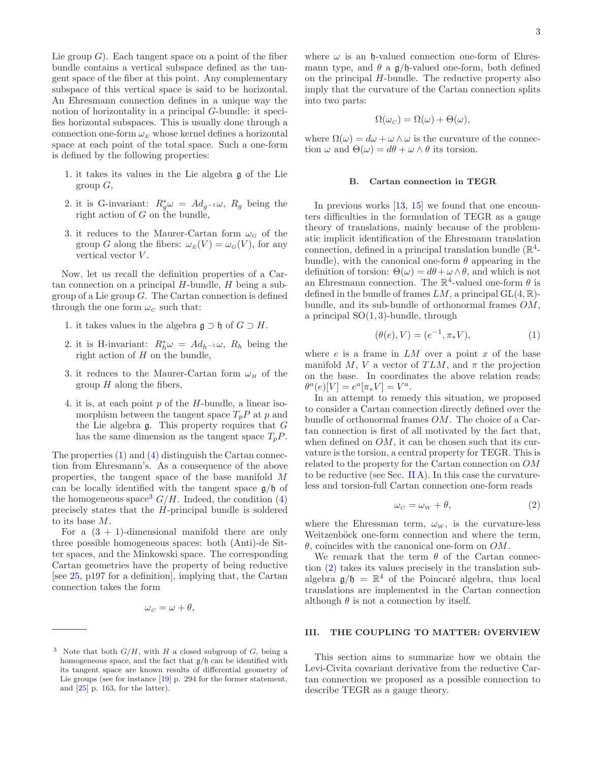Lie group $G$). Each tangent space on a point of the fiber bundle contains a vertical subspace defined as the tangent space of the fiber at this point. Any complementary subspace of this vertical space is said to be horizontal. An Ehresmann connection defines in a unique way the notion of horizontality in a principal $G$-bundle: it specifies horizontal subspaces. This is usually done through a connection one-form $\omega_E$ whose kernel defines a horizontal space at each point of the total space. Such a one-form is defined by the following properties:

1. it takes its values in the Lie algebra $\mathfrak{g}$ of the Lie group $G$,
2. it is G-invariant: $R_g^*\omega = Ad_{g^{-1}}\omega$, $R_g$ being the right action of $G$ on the bundle,
3. it reduces to the Maurer-Cartan form $\omega_G$ of the group $G$ along the fibers: $\omega_E(V) = \omega_G(V)$, for any vertical vector $V$.

Now, let us recall the definition properties of a Cartan connection on a principal $H$-bundle, $H$ being a subgroup of a Lie group $G$. The Cartan connection is defined through the one form $\omega_C$ such that:

1. it takes values in the algebra $\mathfrak{g} \supset \mathfrak{h}$ of $G \supset H$.
2. it is H-invariant: $R_h^*\omega = Ad_{h^{-1}}\omega$, $R_h$ being the right action of $H$ on the bundle,
3. it reduces to the Maurer-Cartan form $\omega_H$ of the group $H$ along the fibers,
4. it is, at each point $p$ of the $H$-bundle, a linear isomorphism between the tangent space $T_pP$ at $p$ and the Lie algebra $\mathfrak{g}$. This property requires that $G$ has the same dimension as the tangent space $T_pP$.

The properties (1) and (4) distinguish the Cartan connection from Ehresmann's. As a consequence of the above properties, the tangent space of the base manifold $M$ can be locally identified with the tangent space $\mathfrak{g}/\mathfrak{h}$ of the homogeneous space[3] $G/H$. Indeed, the condition (4) precisely states that the $H$-principal bundle is soldered to its base $M$.

For a $(3+1)$-dimensional manifold there are only three possible homogeneous spaces: both (Anti)-de Sitter spaces, and the Minkowski space. The corresponding Cartan geometries have the property of being reductive [see 25, p197 for a definition], implying that, the Cartan connection takes the form

$$\omega_C = \omega + \theta,$$

where $\omega$ is an $\mathfrak{h}$-valued connection one-form of Ehresmann type, and $\theta$ a $\mathfrak{g}/\mathfrak{h}$-valued one-form, both defined on the principal $H$-bundle. The reductive property also imply that the curvature of the Cartan connection splits into two parts:

$$\Omega(\omega_C) = \Omega(\omega) + \Theta(\omega),$$

where $\Omega(\omega) = d\omega + \omega \wedge \omega$ is the curvature of the connection $\omega$ and $\Theta(\omega) = d\theta + \omega \wedge \theta$ its torsion.

### B. Cartan connection in TEGR

In previous works [13, 15] we found that one encounters difficulties in the formulation of TEGR as a gauge theory of translations, mainly because of the problematic implicit identification of the Ehresmann translation connection, defined in a principal translation bundle ($\mathbb{R}^4$-bundle), with the canonical one-form $\theta$ appearing in the definition of torsion: $\Theta(\omega) = d\theta + \omega \wedge \theta$, and which is not an Ehresmann connection. The $\mathbb{R}^4$-valued one-form $\theta$ is defined in the bundle of frames $LM$, a principal $\mathrm{GL}(4,\mathbb{R})$-bundle, and its sub-bundle of orthonormal frames $OM$, a principal $\mathrm{SO}(1,3)$-bundle, through

$$(\theta(e), V) = (e^{-1}, \pi_* V), \tag{1}$$

where $e$ is a frame in $LM$ over a point $x$ of the base manifold $M$, $V$ a vector of $TLM$, and $\pi$ the projection on the base. In coordinates the above relation reads: $\theta^a(e)[V] = e^a[\pi_* V] = V^a$.

In an attempt to remedy this situation, we proposed to consider a Cartan connection directly defined over the bundle of orthonormal frames $OM$. The choice of a Cartan connection is first of all motivated by the fact that, when defined on $OM$, it can be chosen such that its curvature is the torsion, a central property for TEGR. This is related to the property for the Cartan connection on $OM$ to be reductive (see Sec. II A). In this case the curvatureless and torsion-full Cartan connection one-form reads

$$\omega_C = \omega_W + \theta, \tag{2}$$

where the Ehressman term, $\omega_W$, is the curvature-less Weitzenböck one-form connection and where the term, $\theta$, coincides with the canonical one-form on $OM$.

We remark that the term $\theta$ of the Cartan connection (2) takes its values precisely in the translation subalgebra $\mathfrak{g}/\mathfrak{h} = \mathbb{R}^4$ of the Poincaré algebra, thus local translations are implemented in the Cartan connection although $\theta$ is not a connection by itself.

## III. THE COUPLING TO MATTER: OVERVIEW

This section aims to summarize how we obtain the Levi-Civita covariant derivative from the reductive Cartan connection we proposed as a possible connection to describe TEGR as a gauge theory.

---

[3] Note that both $G/H$, with $H$ a closed subgroup of $G$, being a homogeneous space, and the fact that $\mathfrak{g}/\mathfrak{h}$ can be identified with its tangent space are known results of differential geometry of Lie groups (see for instance [19] p. 294 for the former statement, and [25] p. 163, for the latter).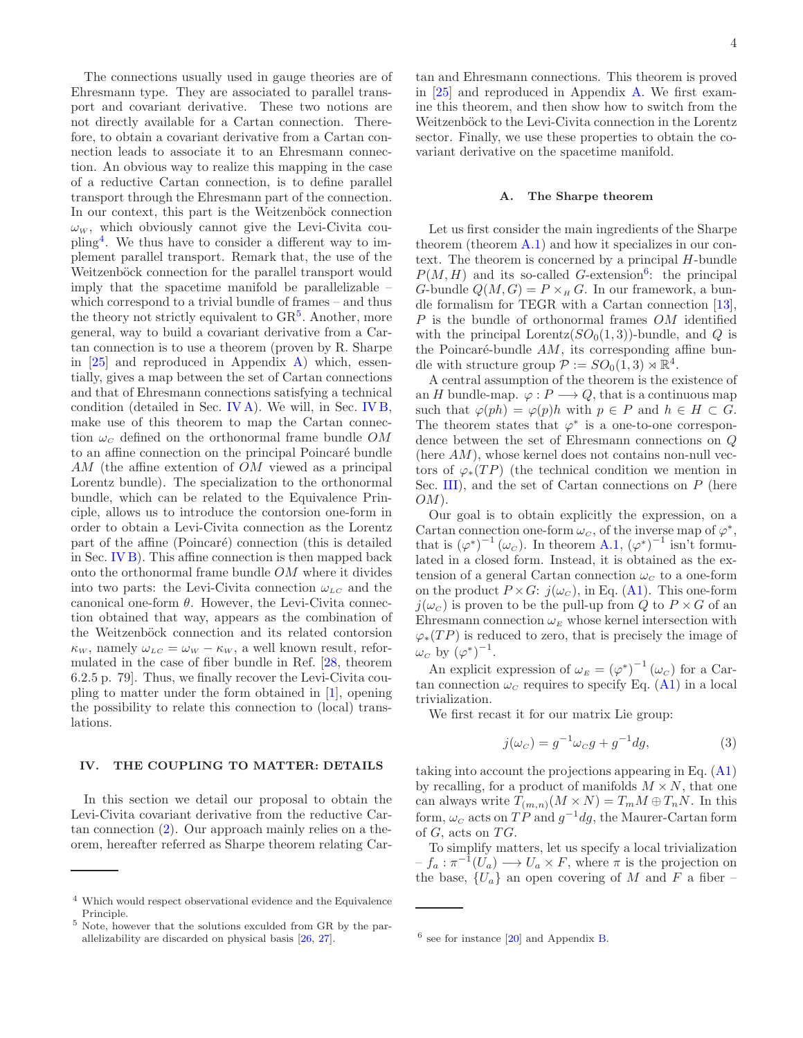The connections usually used in gauge theories are of Ehresmann type. They are associated to parallel transport and covariant derivative. These two notions are not directly available for a Cartan connection. Therefore, to obtain a covariant derivative from a Cartan connection leads to associate it to an Ehresmann connection. An obvious way to realize this mapping in the case of a reductive Cartan connection, is to define parallel transport through the Ehresmann part of the connection. In our context, this part is the Weitzenböck connection $\omega_W$, which obviously cannot give the Levi-Civita coupling[4]. We thus have to consider a different way to implement parallel transport. Remark that, the use of the Weitzenböck connection for the parallel transport would imply that the spacetime manifold be parallelizable – which correspond to a trivial bundle of frames – and thus the theory not strictly equivalent to GR[5]. Another, more general, way to build a covariant derivative from a Cartan connection is to use a theorem (proven by R. Sharpe in [25] and reproduced in Appendix A) which, essentially, gives a map between the set of Cartan connections and that of Ehresmann connections satisfying a technical condition (detailed in Sec. IV A). We will, in Sec. IV B, make use of this theorem to map the Cartan connection $\omega_C$ defined on the orthonormal frame bundle $OM$ to an affine connection on the principal Poincaré bundle $AM$ (the affine extention of $OM$ viewed as a principal Lorentz bundle). The specialization to the orthonormal bundle, which can be related to the Equivalence Principle, allows us to introduce the contorsion one-form in order to obtain a Levi-Civita connection as the Lorentz part of the affine (Poincaré) connection (this is detailed in Sec. IV B). This affine connection is then mapped back onto the orthonormal frame bundle $OM$ where it divides into two parts: the Levi-Civita connection $\omega_{LC}$ and the canonical one-form $\theta$. However, the Levi-Civita connection obtained that way, appears as the combination of the Weitzenböck connection and its related contorsion $\kappa_W$, namely $\omega_{LC} = \omega_W - \kappa_W$, a well known result, reformulated in the case of fiber bundle in Ref. [28, theorem 6.2.5 p. 79]. Thus, we finally recover the Levi-Civita coupling to matter under the form obtained in [1], opening the possibility to relate this connection to (local) translations.

## IV. THE COUPLING TO MATTER: DETAILS

In this section we detail our proposal to obtain the Levi-Civita covariant derivative from the reductive Cartan connection (2). Our approach mainly relies on a theorem, hereafter referred as Sharpe theorem relating Cartan and Ehresmann connections. This theorem is proved in [25] and reproduced in Appendix A. We first examine this theorem, and then show how to switch from the Weitzenböck to the Levi-Civita connection in the Lorentz sector. Finally, we use these properties to obtain the covariant derivative on the spacetime manifold.

### A. The Sharpe theorem

Let us first consider the main ingredients of the Sharpe theorem (theorem A.1) and how it specializes in our context. The theorem is concerned by a principal $H$-bundle $P(M, H)$ and its so-called $G$-extension[6]: the principal $G$-bundle $Q(M, G) = P \times_H G$. In our framework, a bundle formalism for TEGR with a Cartan connection [13], $P$ is the bundle of orthonormal frames $OM$ identified with the principal Lorentz($SO_0(1, 3)$)-bundle, and $Q$ is the Poincaré-bundle $AM$, its corresponding affine bundle with structure group $\mathcal{P} := SO_0(1, 3) \rtimes \mathbb{R}^4$.

A central assumption of the theorem is the existence of an $H$ bundle-map. $\varphi : P \longrightarrow Q$, that is a continuous map such that $\varphi(ph) = \varphi(p)h$ with $p \in P$ and $h \in H \subset G$. The theorem states that $\varphi^*$ is a one-to-one correspondence between the set of Ehresmann connections on $Q$ (here $AM$), whose kernel does not contains non-null vectors of $\varphi_*(TP)$ (the technical condition we mention in Sec. III), and the set of Cartan connections on $P$ (here $OM$).

Our goal is to obtain explicitly the expression, on a Cartan connection one-form $\omega_C$, of the inverse map of $\varphi^*$, that is $(\varphi^*)^{-1}(\omega_C)$. In theorem A.1, $(\varphi^*)^{-1}$ isn't formulated in a closed form. Instead, it is obtained as the extension of a general Cartan connection $\omega_C$ to a one-form on the product $P \times G$: $j(\omega_C)$, in Eq. (A1). This one-form $j(\omega_C)$ is proven to be the pull-up from $Q$ to $P \times G$ of an Ehresmann connection $\omega_E$ whose kernel intersection with $\varphi_*(TP)$ is reduced to zero, that is precisely the image of $\omega_C$ by $(\varphi^*)^{-1}$.

An explicit expression of $\omega_E = (\varphi^*)^{-1}(\omega_C)$ for a Cartan connection $\omega_C$ requires to specify Eq. (A1) in a local trivialization.

We first recast it for our matrix Lie group:

$$j(\omega_C) = g^{-1}\omega_C g + g^{-1}dg, \tag{3}$$

taking into account the projections appearing in Eq. (A1) by recalling, for a product of manifolds $M \times N$, that one can always write $T_{(m,n)}(M \times N) = T_m M \oplus T_n N$. In this form, $\omega_C$ acts on $TP$ and $g^{-1}dg$, the Maurer-Cartan form of $G$, acts on $TG$.

To simplify matters, let us specify a local trivialization – $f_a : \pi^{-1}(U_a) \longrightarrow U_a \times F$, where $\pi$ is the projection on the base, $\{U_a\}$ an open covering of $M$ and $F$ a fiber –

---

[4] Which would respect observational evidence and the Equivalence Principle.

[5] Note, however that the solutions exculded from GR by the parallelizability are discarded on physical basis [26, 27].

[6] see for instance [20] and Appendix B.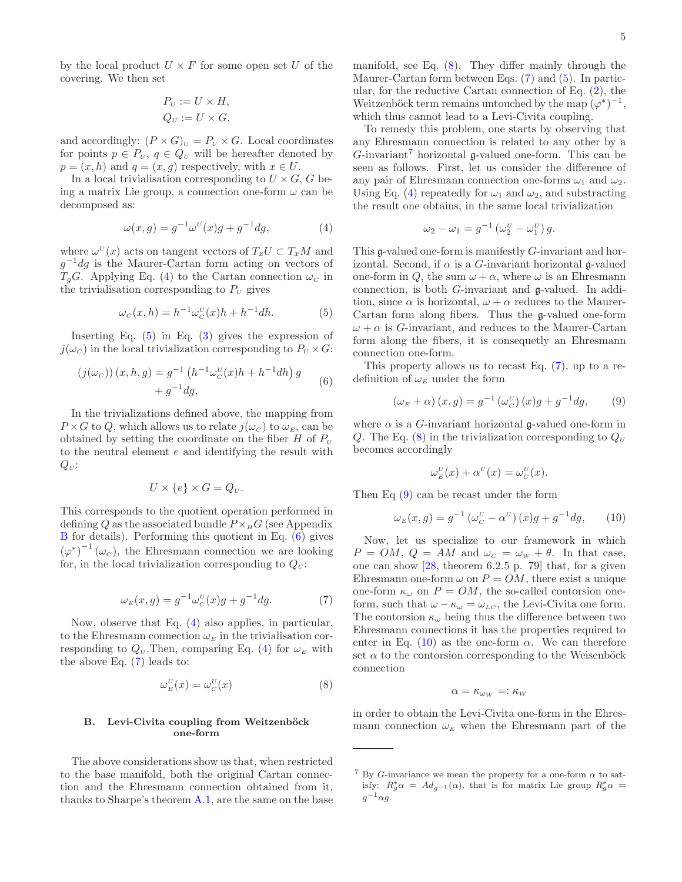by the local product $U \times F$ for some open set $U$ of the covering. We then set

$$P_{U} := U \times H,$$
$$Q_{U} := U \times G,$$

and accordingly: $(P \times G)_{U} = P_{U} \times G$. Local coordinates for points $p \in P_{U}$, $q \in Q_{U}$ will be hereafter denoted by $p = (x, h)$ and $q = (x, g)$ respectively, with $x \in U$.

In a local trivialisation corresponding to $U \times G$, $G$ being a matrix Lie group, a connection one-form $\omega$ can be decomposed as:

$$\omega(x, g) = g^{-1}\omega^{U}(x)g + g^{-1}dg, \tag{4}$$

where $\omega^{U}(x)$ acts on tangent vectors of $T_xU \subset T_xM$ and $g^{-1}dg$ is the Maurer-Cartan form acting on vectors of $T_gG$. Applying Eq. (4) to the Cartan connection $\omega_C$ in the trivialisation corresponding to $P_U$ gives

$$\omega_C(x, h) = h^{-1}\omega_C^{U}(x)h + h^{-1}dh. \tag{5}$$

Inserting Eq. (5) in Eq. (3) gives the expression of $j(\omega_C)$ in the local trivialization corresponding to $P_U \times G$:

$$\begin{aligned}(j(\omega_C))(x, h, g) = g^{-1}\left(h^{-1}\omega_C^{U}(x)h + h^{-1}dh\right)g \\ + g^{-1}dg,\end{aligned} \tag{6}$$

In the trivializations defined above, the mapping from $P \times G$ to $Q$, which allows us to relate $j(\omega_C)$ to $\omega_E$, can be obtained by setting the coordinate on the fiber $H$ of $P_U$ to the neutral element $e$ and identifying the result with $Q_U$:

$$U \times \{e\} \times G = Q_U.$$

This corresponds to the quotient operation performed in defining $Q$ as the associated bundle $P \times_H G$ (see Appendix B for details). Performing this quotient in Eq. (6) gives $(\varphi^*)^{-1}(\omega_C)$, the Ehresmann connection we are looking for, in the local trivialization corresponding to $Q_U$:

$$\omega_E(x, g) = g^{-1}\omega_C^{U}(x)g + g^{-1}dg. \tag{7}$$

Now, observe that Eq. (4) also applies, in particular, to the Ehresmann connection $\omega_E$ in the trivialisation corresponding to $Q_U$.Then, comparing Eq. (4) for $\omega_E$ with the above Eq. (7) leads to:

$$\omega_E^{U}(x) = \omega_C^{U}(x) \tag{8}$$

### B. Levi-Civita coupling from Weitzenböck one-form

The above considerations show us that, when restricted to the base manifold, both the original Cartan connection and the Ehresmann connection obtained from it, thanks to Sharpe's theorem A.1, are the same on the base manifold, see Eq. (8). They differ mainly through the Maurer-Cartan form between Eqs. (7) and (5). In particular, for the reductive Cartan connection of Eq. (2), the Weitzenböck term remains untouched by the map $(\varphi^*)^{-1}$, which thus cannot lead to a Levi-Civita coupling.

To remedy this problem, one starts by observing that any Ehresmann connection is related to any other by a $G$-invariant[7] horizontal $\mathfrak{g}$-valued one-form. This can be seen as follows. First, let us consider the difference of any pair of Ehresmann connection one-forms $\omega_1$ and $\omega_2$. Using Eq. (4) repeatedly for $\omega_1$ and $\omega_2$, and substracting the result one obtains, in the same local trivialization

$$\omega_2 - \omega_1 = g^{-1}\left(\omega_2^{U} - \omega_1^{U}\right)g.$$

This $\mathfrak{g}$-valued one-form is manifestly $G$-invariant and horizontal. Second, if $\alpha$ is a $G$-invariant horizontal $\mathfrak{g}$-valued one-form in $Q$, the sum $\omega + \alpha$, where $\omega$ is an Ehresmann connection, is both $G$-invariant and $\mathfrak{g}$-valued. In addition, since $\alpha$ is horizontal, $\omega + \alpha$ reduces to the Maurer-Cartan form along fibers. Thus the $\mathfrak{g}$-valued one-form $\omega + \alpha$ is $G$-invariant, and reduces to the Maurer-Cartan form along the fibers, it is consequetly an Ehresmann connection one-form.

This property allows us to recast Eq. (7), up to a redefinition of $\omega_E$ under the form

$$(\omega_E + \alpha)(x, g) = g^{-1}\left(\omega_C^{U}\right)(x)g + g^{-1}dg, \tag{9}$$

where $\alpha$ is a $G$-invariant horizontal $\mathfrak{g}$-valued one-form in $Q$. The Eq. (8) in the trivialization corresponding to $Q_U$ becomes accordingly

$$\omega_E^{U}(x) + \alpha^{U}(x) = \omega_C^{U}(x).$$

Then Eq (9) can be recast under the form

$$\omega_E(x, g) = g^{-1}\left(\omega_C^{U} - \alpha^{U}\right)(x)g + g^{-1}dg, \tag{10}$$

Now, let us specialize to our framework in which $P = OM$, $Q = AM$ and $\omega_C = \omega_W + \theta$. In that case, one can show [28, theorem 6.2.5 p. 79] that, for a given Ehresmann one-form $\omega$ on $P = OM$, there exist a unique one-form $\kappa_\omega$ on $P = OM$, the so-called contorsion one-form, such that $\omega - \kappa_\omega = \omega_{LC}$, the Levi-Civita one form. The contorsion $\kappa_\omega$ being thus the difference between two Ehresmann connections it has the properties required to enter in Eq. (10) as the one-form $\alpha$. We can therefore set $\alpha$ to the contorsion corresponding to the Weisenböck connection

$$\alpha = \kappa_{\omega_W} =: \kappa_W$$

in order to obtain the Levi-Civita one-form in the Ehresmann connection $\omega_E$ when the Ehresmann part of the

[7] By $G$-invariance we mean the property for a one-form $\alpha$ to satisfy: $R_g^*\alpha = Ad_{g^{-1}}(\alpha)$, that is for matrix Lie group $R_g^*\alpha = g^{-1}\alpha g$.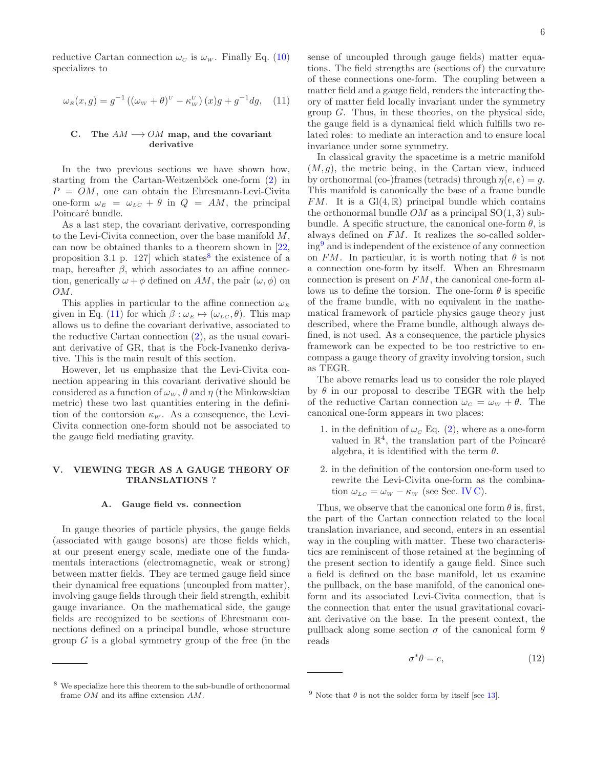reductive Cartan connection $\omega_C$ is $\omega_W$. Finally Eq. (10) specializes to

$$\omega_E(x,g) = g^{-1}\left((\omega_W + \theta)^U - \kappa_W^U\right)(x)g + g^{-1}dg, \quad (11)$$

### C. The $AM \longrightarrow OM$ map, and the covariant derivative

In the two previous sections we have shown how, starting from the Cartan-Weitzenböck one-form (2) in $P = OM$, one can obtain the Ehresmann-Levi-Civita one-form $\omega_E = \omega_{LC} + \theta$ in $Q = AM$, the principal Poincaré bundle.

As a last step, the covariant derivative, corresponding to the Levi-Civita connection, over the base manifold $M$, can now be obtained thanks to a theorem shown in [22, proposition 3.1 p. 127] which states[8] the existence of a map, hereafter $\beta$, which associates to an affine connection, generically $\omega + \phi$ defined on $AM$, the pair $(\omega, \phi)$ on $OM$.

This applies in particular to the affine connection $\omega_E$ given in Eq. (11) for which $\beta : \omega_E \mapsto (\omega_{LC}, \theta)$. This map allows us to define the covariant derivative, associated to the reductive Cartan connection (2), as the usual covariant derivative of GR, that is the Fock-Ivanenko derivative. This is the main result of this section.

However, let us emphasize that the Levi-Civita connection appearing in this covariant derivative should be considered as a function of $\omega_W$, $\theta$ and $\eta$ (the Minkowskian metric) these two last quantities entering in the definition of the contorsion $\kappa_W$. As a consequence, the Levi-Civita connection one-form should not be associated to the gauge field mediating gravity.

## V. VIEWING TEGR AS A GAUGE THEORY OF TRANSLATIONS ?

### A. Gauge field vs. connection

In gauge theories of particle physics, the gauge fields (associated with gauge bosons) are those fields which, at our present energy scale, mediate one of the fundamentals interactions (electromagnetic, weak or strong) between matter fields. They are termed gauge field since their dynamical free equations (uncoupled from matter), involving gauge fields through their field strength, exhibit gauge invariance. On the mathematical side, the gauge fields are recognized to be sections of Ehresmann connections defined on a principal bundle, whose structure group $G$ is a global symmetry group of the free (in the sense of uncoupled through gauge fields) matter equations. The field strengths are (sections of) the curvature of these connections one-form. The coupling between a matter field and a gauge field, renders the interacting theory of matter field locally invariant under the symmetry group $G$. Thus, in these theories, on the physical side, the gauge field is a dynamical field which fulfills two related roles: to mediate an interaction and to ensure local invariance under some symmetry.

In classical gravity the spacetime is a metric manifold $(M, g)$, the metric being, in the Cartan view, induced by orthonormal (co-)frames (tetrads) through $\eta(e, e) = g$. This manifold is canonically the base of a frame bundle $FM$. It is a $\mathrm{Gl}(4, \mathbb{R})$ principal bundle which contains the orthonormal bundle $OM$ as a principal $\mathrm{SO}(1, 3)$ subbundle. A specific structure, the canonical one-form $\theta$, is always defined on $FM$. It realizes the so-called soldering[9] and is independent of the existence of any connection on $FM$. In particular, it is worth noting that $\theta$ is not a connection one-form by itself. When an Ehresmann connection is present on $FM$, the canonical one-form allows us to define the torsion. The one-form $\theta$ is specific of the frame bundle, with no equivalent in the mathematical framework of particle physics gauge theory just described, where the Frame bundle, although always defined, is not used. As a consequence, the particle physics framework can be expected to be too restrictive to encompass a gauge theory of gravity involving torsion, such as TEGR.

The above remarks lead us to consider the role played by $\theta$ in our proposal to describe TEGR with the help of the reductive Cartan connection $\omega_C = \omega_W + \theta$. The canonical one-form appears in two places:

1. in the definition of $\omega_C$ Eq. (2), where as a one-form valued in $\mathbb{R}^4$, the translation part of the Poincaré algebra, it is identified with the term $\theta$.
2. in the definition of the contorsion one-form used to rewrite the Levi-Civita one-form as the combination $\omega_{LC} = \omega_W - \kappa_W$ (see Sec. IV C).

Thus, we observe that the canonical one form $\theta$ is, first, the part of the Cartan connection related to the local translation invariance, and second, enters in an essential way in the coupling with matter. These two characteristics are reminiscent of those retained at the beginning of the present section to identify a gauge field. Since such a field is defined on the base manifold, let us examine the pullback, on the base manifold, of the canonical one-form and its associated Levi-Civita connection, that is the connection that enter the usual gravitational covariant derivative on the base. In the present context, the pullback along some section $\sigma$ of the canonical form $\theta$ reads

$$\sigma^*\theta = e, \quad (12)$$

[8] We specialize here this theorem to the sub-bundle of orthonormal frame $OM$ and its affine extension $AM$.

[9] Note that $\theta$ is not the solder form by itself [see 13].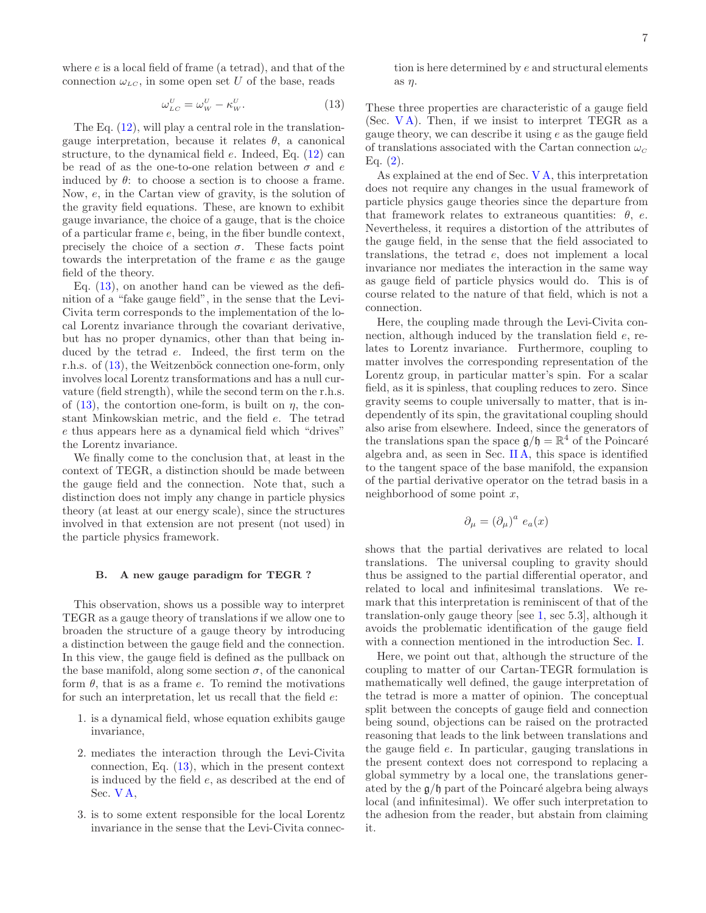where $e$ is a local field of frame (a tetrad), and that of the connection $\omega_{LC}$, in some open set $U$ of the base, reads

$$\omega^{U}_{LC} = \omega^{U}_{W} - \kappa^{U}_{W}. \tag{13}$$

The Eq. (12), will play a central role in the translation-gauge interpretation, because it relates $\theta$, a canonical structure, to the dynamical field $e$. Indeed, Eq. (12) can be read of as the one-to-one relation between $\sigma$ and $e$ induced by $\theta$: to choose a section is to choose a frame. Now, $e$, in the Cartan view of gravity, is the solution of the gravity field equations. These, are known to exhibit gauge invariance, the choice of a gauge, that is the choice of a particular frame $e$, being, in the fiber bundle context, precisely the choice of a section $\sigma$. These facts point towards the interpretation of the frame $e$ as the gauge field of the theory.

Eq. (13), on another hand can be viewed as the definition of a "fake gauge field", in the sense that the Levi-Civita term corresponds to the implementation of the local Lorentz invariance through the covariant derivative, but has no proper dynamics, other than that being induced by the tetrad $e$. Indeed, the first term on the r.h.s. of (13), the Weitzenböck connection one-form, only involves local Lorentz transformations and has a null curvature (field strength), while the second term on the r.h.s. of (13), the contortion one-form, is built on $\eta$, the constant Minkowskian metric, and the field $e$. The tetrad $e$ thus appears here as a dynamical field which "drives" the Lorentz invariance.

We finally come to the conclusion that, at least in the context of TEGR, a distinction should be made between the gauge field and the connection. Note that, such a distinction does not imply any change in particle physics theory (at least at our energy scale), since the structures involved in that extension are not present (not used) in the particle physics framework.

### B. A new gauge paradigm for TEGR ?

This observation, shows us a possible way to interpret TEGR as a gauge theory of translations if we allow one to broaden the structure of a gauge theory by introducing a distinction between the gauge field and the connection. In this view, the gauge field is defined as the pullback on the base manifold, along some section $\sigma$, of the canonical form $\theta$, that is as a frame $e$. To remind the motivations for such an interpretation, let us recall that the field $e$:

1. is a dynamical field, whose equation exhibits gauge invariance,
2. mediates the interaction through the Levi-Civita connection, Eq. (13), which in the present context is induced by the field $e$, as described at the end of Sec. V A,
3. is to some extent responsible for the local Lorentz invariance in the sense that the Levi-Civita connection is here determined by $e$ and structural elements as $\eta$.

These three properties are characteristic of a gauge field (Sec. V A). Then, if we insist to interpret TEGR as a gauge theory, we can describe it using $e$ as the gauge field of translations associated with the Cartan connection $\omega_C$ Eq. (2).

As explained at the end of Sec. V A, this interpretation does not require any changes in the usual framework of particle physics gauge theories since the departure from that framework relates to extraneous quantities: $\theta$, $e$. Nevertheless, it requires a distortion of the attributes of the gauge field, in the sense that the field associated to translations, the tetrad $e$, does not implement a local invariance nor mediates the interaction in the same way as gauge field of particle physics would do. This is of course related to the nature of that field, which is not a connection.

Here, the coupling made through the Levi-Civita connection, although induced by the translation field $e$, relates to Lorentz invariance. Furthermore, coupling to matter involves the corresponding representation of the Lorentz group, in particular matter's spin. For a scalar field, as it is spinless, that coupling reduces to zero. Since gravity seems to couple universally to matter, that is independently of its spin, the gravitational coupling should also arise from elsewhere. Indeed, since the generators of the translations span the space $\mathfrak{g}/\mathfrak{h} = \mathbb{R}^4$ of the Poincaré algebra and, as seen in Sec. II A, this space is identified to the tangent space of the base manifold, the expansion of the partial derivative operator on the tetrad basis in a neighborhood of some point $x$,

$$\partial_\mu = (\partial_\mu)^a \; e_a(x)$$

shows that the partial derivatives are related to local translations. The universal coupling to gravity should thus be assigned to the partial differential operator, and related to local and infinitesimal translations. We remark that this interpretation is reminiscent of that of the translation-only gauge theory [see 1, sec 5.3], although it avoids the problematic identification of the gauge field with a connection mentioned in the introduction Sec. I.

Here, we point out that, although the structure of the coupling to matter of our Cartan-TEGR formulation is mathematically well defined, the gauge interpretation of the tetrad is more a matter of opinion. The conceptual split between the concepts of gauge field and connection being sound, objections can be raised on the protracted reasoning that leads to the link between translations and the gauge field $e$. In particular, gauging translations in the present context does not correspond to replacing a global symmetry by a local one, the translations generated by the $\mathfrak{g}/\mathfrak{h}$ part of the Poincaré algebra being always local (and infinitesimal). We offer such interpretation to the adhesion from the reader, but abstain from claiming it.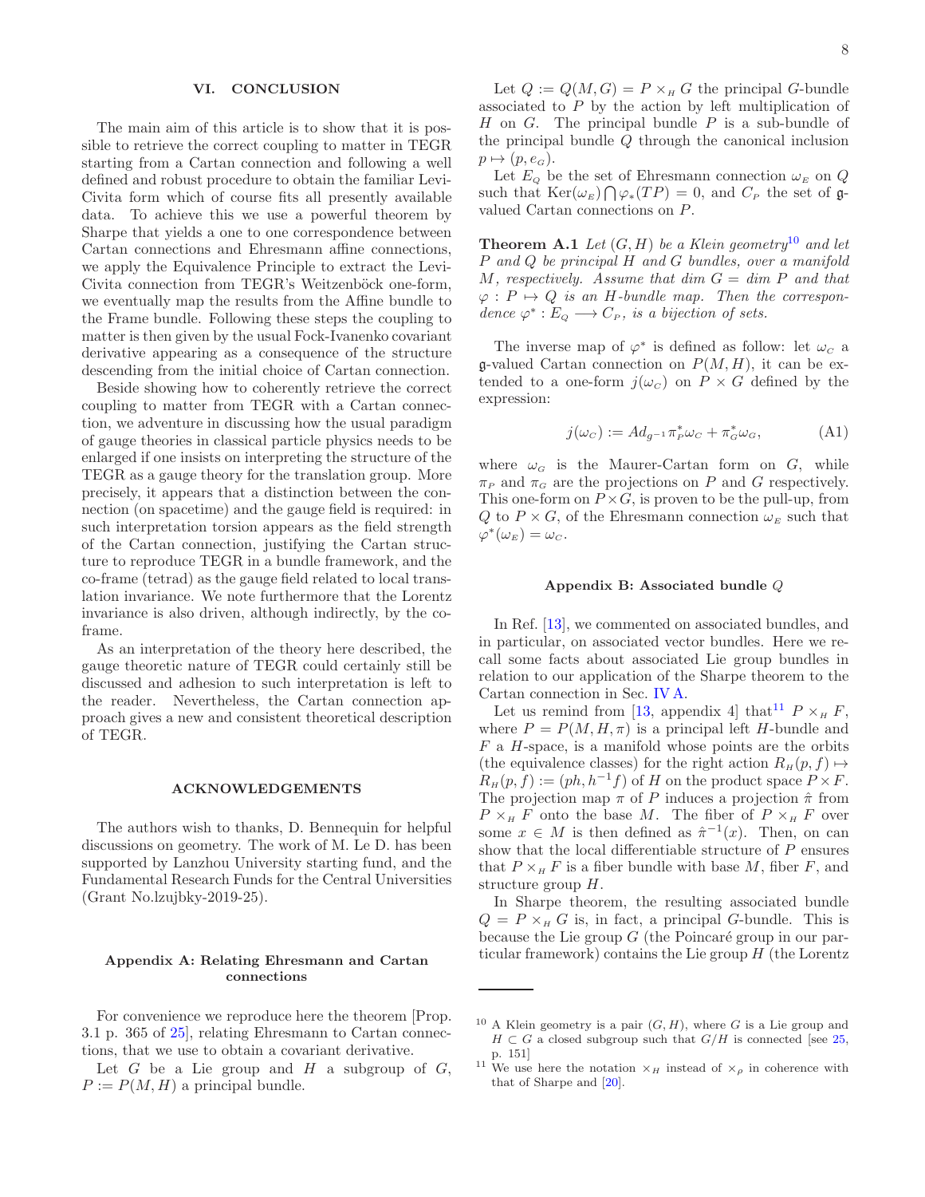## VI. CONCLUSION

The main aim of this article is to show that it is possible to retrieve the correct coupling to matter in TEGR starting from a Cartan connection and following a well defined and robust procedure to obtain the familiar Levi-Civita form which of course fits all presently available data. To achieve this we use a powerful theorem by Sharpe that yields a one to one correspondence between Cartan connections and Ehresmann affine connections, we apply the Equivalence Principle to extract the Levi-Civita connection from TEGR's Weitzenböck one-form, we eventually map the results from the Affine bundle to the Frame bundle. Following these steps the coupling to matter is then given by the usual Fock-Ivanenko covariant derivative appearing as a consequence of the structure descending from the initial choice of Cartan connection.

Beside showing how to coherently retrieve the correct coupling to matter from TEGR with a Cartan connection, we adventure in discussing how the usual paradigm of gauge theories in classical particle physics needs to be enlarged if one insists on interpreting the structure of the TEGR as a gauge theory for the translation group. More precisely, it appears that a distinction between the connection (on spacetime) and the gauge field is required: in such interpretation torsion appears as the field strength of the Cartan connection, justifying the Cartan structure to reproduce TEGR in a bundle framework, and the co-frame (tetrad) as the gauge field related to local translation invariance. We note furthermore that the Lorentz invariance is also driven, although indirectly, by the co-frame.

As an interpretation of the theory here described, the gauge theoretic nature of TEGR could certainly still be discussed and adhesion to such interpretation is left to the reader. Nevertheless, the Cartan connection approach gives a new and consistent theoretical description of TEGR.

## ACKNOWLEDGEMENTS

The authors wish to thanks, D. Bennequin for helpful discussions on geometry. The work of M. Le D. has been supported by Lanzhou University starting fund, and the Fundamental Research Funds for the Central Universities (Grant No.lzujbky-2019-25).

## Appendix A: Relating Ehresmann and Cartan connections

For convenience we reproduce here the theorem [Prop. 3.1 p. 365 of 25], relating Ehresmann to Cartan connections, that we use to obtain a covariant derivative.

Let $G$ be a Lie group and $H$ a subgroup of $G$, $P := P(M, H)$ a principal bundle.

Let $Q := Q(M, G) = P \times_H G$ the principal $G$-bundle associated to $P$ by the action by left multiplication of $H$ on $G$. The principal bundle $P$ is a sub-bundle of the principal bundle $Q$ through the canonical inclusion $p \mapsto (p, e_G)$.

Let $E_Q$ be the set of Ehresmann connection $\omega_E$ on $Q$ such that $\text{Ker}(\omega_E) \bigcap \varphi_*(TP) = 0$, and $C_P$ the set of $\mathfrak{g}$-valued Cartan connections on $P$.

**Theorem A.1** *Let $(G, H)$ be a Klein geometry*[10] *and let $P$ and $Q$ be principal $H$ and $G$ bundles, over a manifold $M$, respectively. Assume that dim $G$ = dim $P$ and that $\varphi : P \mapsto Q$ is an $H$-bundle map. Then the correspondence $\varphi^* : E_Q \longrightarrow C_P$, is a bijection of sets.*

The inverse map of $\varphi^*$ is defined as follow: let $\omega_C$ a $\mathfrak{g}$-valued Cartan connection on $P(M, H)$, it can be extended to a one-form $j(\omega_C)$ on $P \times G$ defined by the expression:

$$j(\omega_C) := Ad_{g^{-1}} \pi_P^* \omega_C + \pi_G^* \omega_G, \tag{A1}$$

where $\omega_G$ is the Maurer-Cartan form on $G$, while $\pi_P$ and $\pi_G$ are the projections on $P$ and $G$ respectively. This one-form on $P \times G$, is proven to be the pull-up, from $Q$ to $P \times G$, of the Ehresmann connection $\omega_E$ such that $\varphi^*(\omega_E) = \omega_C$.

## Appendix B: Associated bundle $Q$

In Ref. [13], we commented on associated bundles, and in particular, on associated vector bundles. Here we recall some facts about associated Lie group bundles in relation to our application of the Sharpe theorem to the Cartan connection in Sec. IV A.

Let us remind from [13, appendix 4] that[11] $P \times_H F$, where $P = P(M, H, \pi)$ is a principal left $H$-bundle and $F$ a $H$-space, is a manifold whose points are the orbits (the equivalence classes) for the right action $R_H(p, f) \mapsto R_H(p, f) := (ph, h^{-1}f)$ of $H$ on the product space $P \times F$. The projection map $\pi$ of $P$ induces a projection $\hat{\pi}$ from $P \times_H F$ onto the base $M$. The fiber of $P \times_H F$ over some $x \in M$ is then defined as $\hat{\pi}^{-1}(x)$. Then, on can show that the local differentiable structure of $P$ ensures that $P \times_H F$ is a fiber bundle with base $M$, fiber $F$, and structure group $H$.

In Sharpe theorem, the resulting associated bundle $Q = P \times_H G$ is, in fact, a principal $G$-bundle. This is because the Lie group $G$ (the Poincaré group in our particular framework) contains the Lie group $H$ (the Lorentz

---

[10] A Klein geometry is a pair $(G, H)$, where $G$ is a Lie group and $H \subset G$ a closed subgroup such that $G/H$ is connected [see 25, p. 151]

[11] We use here the notation $\times_H$ instead of $\times_\rho$ in coherence with that of Sharpe and [20].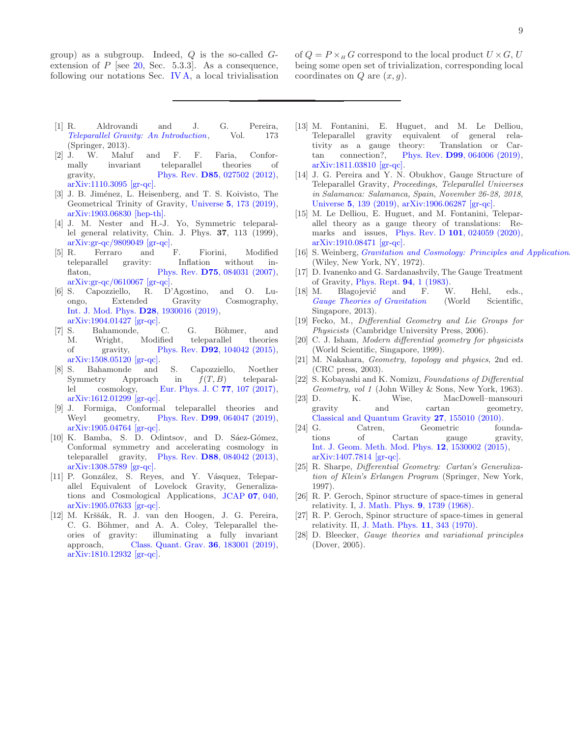group) as a subgroup. Indeed, $Q$ is the so-called $G$-extension of $P$ [see 20, Sec. 5.3.3]. As a consequence, following our notations Sec. IV A, a local trivialisation of $Q = P \times_H G$ correspond to the local product $U \times G$, $U$ being some open set of trivialization, corresponding local coordinates on $Q$ are $(x, g)$.

---

[1] R. Aldrovandi and J. G. Pereira, *Teleparallel Gravity: An Introduction*, Vol. 173 (Springer, 2013).

[2] J. W. Maluf and F. F. Faria, Conformally invariant teleparallel theories of gravity, Phys. Rev. **D85**, 027502 (2012), arXiv:1110.3095 [gr-qc].

[3] J. B. Jiménez, L. Heisenberg, and T. S. Koivisto, The Geometrical Trinity of Gravity, Universe **5**, 173 (2019), arXiv:1903.06830 [hep-th].

[4] J. M. Nester and H.-J. Yo, Symmetric teleparallel general relativity, Chin. J. Phys. **37**, 113 (1999), arXiv:gr-qc/9809049 [gr-qc].

[5] R. Ferraro and F. Fiorini, Modified teleparallel gravity: Inflation without inflaton, Phys. Rev. **D75**, 084031 (2007), arXiv:gr-qc/0610067 [gr-qc].

[6] S. Capozziello, R. D'Agostino, and O. Luongo, Extended Gravity Cosmography, Int. J. Mod. Phys. **D28**, 1930016 (2019), arXiv:1904.01427 [gr-qc].

[7] S. Bahamonde, C. G. Böhmer, and M. Wright, Modified teleparallel theories of gravity, Phys. Rev. **D92**, 104042 (2015), arXiv:1508.05120 [gr-qc].

[8] S. Bahamonde and S. Capozziello, Noether Symmetry Approach in $f(T, B)$ teleparallel cosmology, Eur. Phys. J. C **77**, 107 (2017), arXiv:1612.01299 [gr-qc].

[9] J. Formiga, Conformal teleparallel theories and Weyl geometry, Phys. Rev. **D99**, 064047 (2019), arXiv:1905.04764 [gr-qc].

[10] K. Bamba, S. D. Odintsov, and D. Sáez-Gómez, Conformal symmetry and accelerating cosmology in teleparallel gravity, Phys. Rev. **D88**, 084042 (2013), arXiv:1308.5789 [gr-qc].

[11] P. González, S. Reyes, and Y. Vásquez, Teleparallel Equivalent of Lovelock Gravity, Generalizations and Cosmological Applications, JCAP **07**, 040, arXiv:1905.07633 [gr-qc].

[12] M. Krššák, R. J. van den Hoogen, J. G. Pereira, C. G. Böhmer, and A. A. Coley, Teleparallel theories of gravity: illuminating a fully invariant approach, Class. Quant. Grav. **36**, 183001 (2019), arXiv:1810.12932 [gr-qc].

[13] M. Fontanini, E. Huguet, and M. Le Delliou, Teleparallel gravity equivalent of general relativity as a gauge theory: Translation or Cartan connection?, Phys. Rev. **D99**, 064006 (2019), arXiv:1811.03810 [gr-qc].

[14] J. G. Pereira and Y. N. Obukhov, Gauge Structure of Teleparallel Gravity, *Proceedings, Teleparallel Universes in Salamanca: Salamanca, Spain, November 26-28, 2018*, Universe **5**, 139 (2019), arXiv:1906.06287 [gr-qc].

[15] M. Le Delliou, E. Huguet, and M. Fontanini, Teleparallel theory as a gauge theory of translations: Remarks and issues, Phys. Rev. D **101**, 024059 (2020), arXiv:1910.08471 [gr-qc].

[16] S. Weinberg, *Gravitation and Cosmology: Principles and Application* (Wiley, New York, NY, 1972).

[17] D. Ivanenko and G. Sardanashvily, The Gauge Treatment of Gravity, Phys. Rept. **94**, 1 (1983).

[18] M. Blagojević and F. W. Hehl, eds., *Gauge Theories of Gravitation* (World Scientific, Singapore, 2013).

[19] Fecko, M., *Differential Geometry and Lie Groups for Physicists* (Cambridge University Press, 2006).

[20] C. J. Isham, *Modern differential geometry for physicists* (World Scientific, Singapore, 1999).

[21] M. Nakahara, *Geometry, topology and physics*, 2nd ed. (CRC press, 2003).

[22] S. Kobayashi and K. Nomizu, *Foundations of Differential Geometry, vol 1* (John Willey & Sons, New York, 1963).

[23] D. K. Wise, MacDowell–mansouri gravity and cartan geometry, Classical and Quantum Gravity **27**, 155010 (2010).

[24] G. Catren, Geometric foundations of Cartan gauge gravity, Int. J. Geom. Meth. Mod. Phys. **12**, 1530002 (2015), arXiv:1407.7814 [gr-qc].

[25] R. Sharpe, *Differential Geometry: Cartan's Generalization of Klein's Erlangen Program* (Springer, New York, 1997).

[26] R. P. Geroch, Spinor structure of space-times in general relativity. I, J. Math. Phys. **9**, 1739 (1968).

[27] R. P. Geroch, Spinor structure of space-times in general relativity. II, J. Math. Phys. **11**, 343 (1970).

[28] D. Bleecker, *Gauge theories and variational principles* (Dover, 2005).